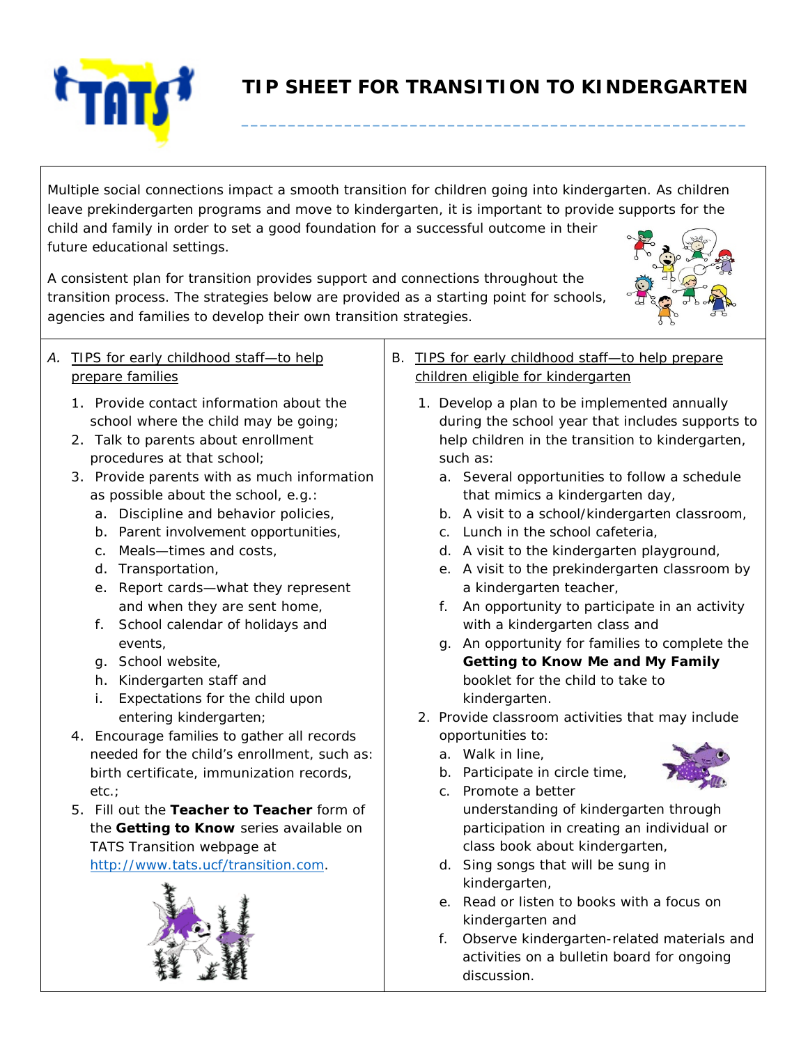# TIP SHEET FOR TRANSITION TO KINDERGARTEN

Multiple social connections impact a smooth transition for children going into kindergarten. As children leave prekindergarten programs and move to kindergarten, it is important to provide supports for the child and family in order to set a good foundation for a successful outcome in their future educational settings.

A consistent plan for transition provides support and connections throughout the transition process. The strategies below are provided as a starting point for schools, agencies and families to develop their own transition strategies.

*A.* TIPS for early childhood staff—to help prepare families

1. Provide contact information about the school where the child may be going;
2. Talk to parents about enrollment procedures at that school;
3. Provide parents with as much information as possible about the school, e.g.:
   a. Discipline and behavior policies,
   b. Parent involvement opportunities,
   c. Meals—times and costs,
   d. Transportation,
   e. Report cards—what they represent and when they are sent home,
   f. School calendar of holidays and events,
   g. School website,
   h. Kindergarten staff and
   i. Expectations for the child upon entering kindergarten;
4. Encourage families to gather all records needed for the child's enrollment, such as: birth certificate, immunization records, etc.;
5. Fill out the **Teacher to Teacher** form of the **Getting to Know** series available on TATS Transition webpage at http://www.tats.ucf/transition.com.

B. TIPS for early childhood staff—to help prepare children eligible for kindergarten

1. Develop a plan to be implemented annually during the school year that includes supports to help children in the transition to kindergarten, such as:
   a. Several opportunities to follow a schedule that mimics a kindergarten day,
   b. A visit to a school/kindergarten classroom,
   c. Lunch in the school cafeteria,
   d. A visit to the kindergarten playground,
   e. A visit to the prekindergarten classroom by a kindergarten teacher,
   f. An opportunity to participate in an activity with a kindergarten class and
   g. An opportunity for families to complete the **Getting to Know Me and My Family** booklet for the child to take to kindergarten.
2. Provide classroom activities that may include opportunities to:
   a. Walk in line,
   b. Participate in circle time,
   c. Promote a better understanding of kindergarten through participation in creating an individual or class book about kindergarten,
   d. Sing songs that will be sung in kindergarten,
   e. Read or listen to books with a focus on kindergarten and
   f. Observe kindergarten-related materials and activities on a bulletin board for ongoing discussion.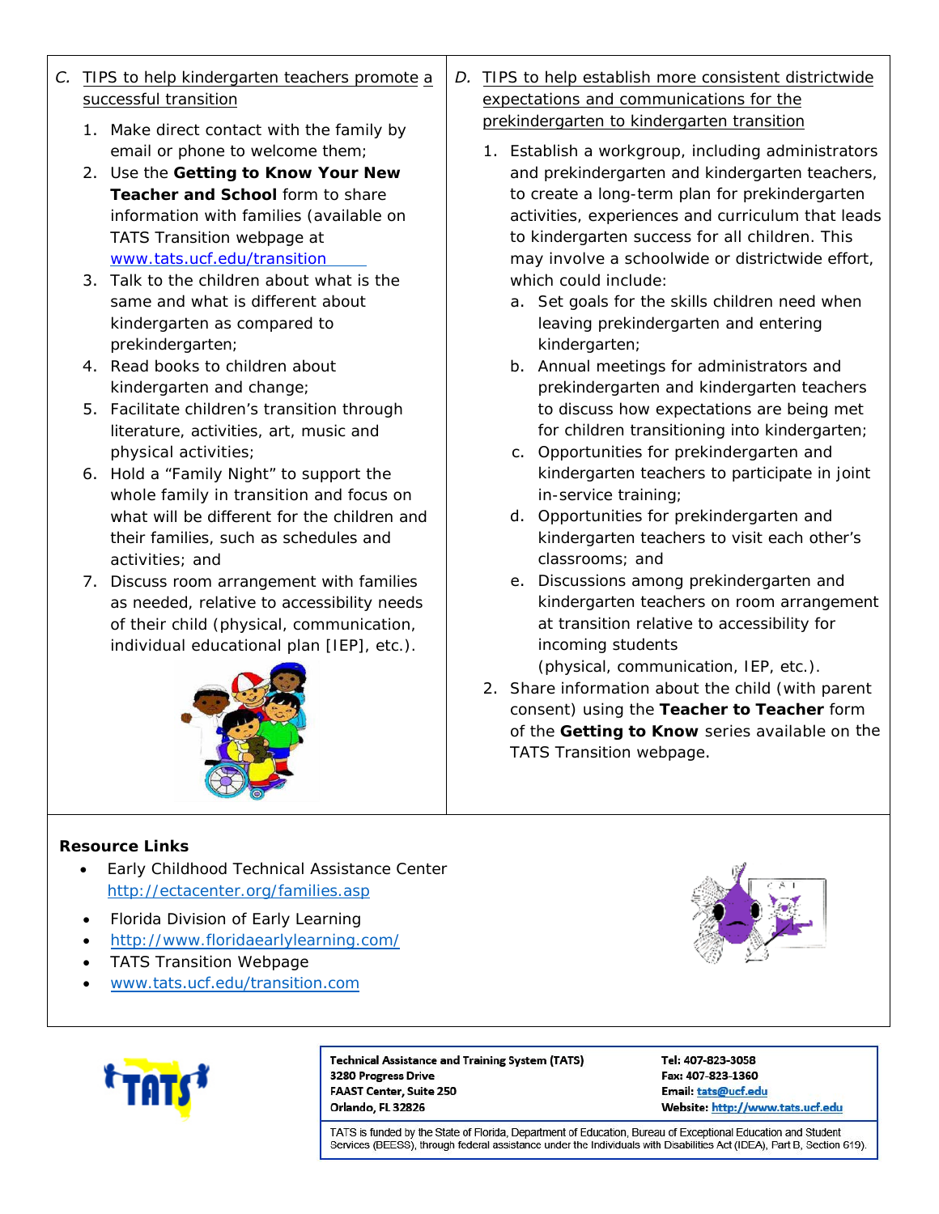C. TIPS to help kindergarten teachers promote a successful transition

1. Make direct contact with the family by email or phone to welcome them;
2. Use the **Getting to Know Your New Teacher and School** form to share information with families (available on TATS Transition webpage at www.tats.ucf.edu/transition
3. Talk to the children about what is the same and what is different about kindergarten as compared to prekindergarten;
4. Read books to children about kindergarten and change;
5. Facilitate children's transition through literature, activities, art, music and physical activities;
6. Hold a "Family Night" to support the whole family in transition and focus on what will be different for the children and their families, such as schedules and activities; and
7. Discuss room arrangement with families as needed, relative to accessibility needs of their child (physical, communication, individual educational plan [IEP], etc.).

D. TIPS to help establish more consistent districtwide expectations and communications for the prekindergarten to kindergarten transition

1. Establish a workgroup, including administrators and prekindergarten and kindergarten teachers, to create a long-term plan for prekindergarten activities, experiences and curriculum that leads to kindergarten success for all children. This may involve a schoolwide or districtwide effort, which could include:
   a. Set goals for the skills children need when leaving prekindergarten and entering kindergarten;
   b. Annual meetings for administrators and prekindergarten and kindergarten teachers to discuss how expectations are being met for children transitioning into kindergarten;
   c. Opportunities for prekindergarten and kindergarten teachers to participate in joint in-service training;
   d. Opportunities for prekindergarten and kindergarten teachers to visit each other's classrooms; and
   e. Discussions among prekindergarten and kindergarten teachers on room arrangement at transition relative to accessibility for incoming students (physical, communication, IEP, etc.).
2. Share information about the child (with parent consent) using the **Teacher to Teacher** form of the **Getting to Know** series available on the TATS Transition webpage.

**Resource Links**

- Early Childhood Technical Assistance Center http://ectacenter.org/families.asp
- Florida Division of Early Learning
- http://www.floridaearlylearning.com/
- TATS Transition Webpage
- www.tats.ucf.edu/transition.com

Technical Assistance and Training System (TATS)
3280 Progress Drive
FAAST Center, Suite 250
Orlando, FL 32826

Tel: 407-823-3058
Fax: 407-823-1360
Email: tats@ucf.edu
Website: http://www.tats.ucf.edu

TATS is funded by the State of Florida, Department of Education, Bureau of Exceptional Education and Student Services (BEESS), through federal assistance under the Individuals with Disabilities Act (IDEA), Part B, Section 619).